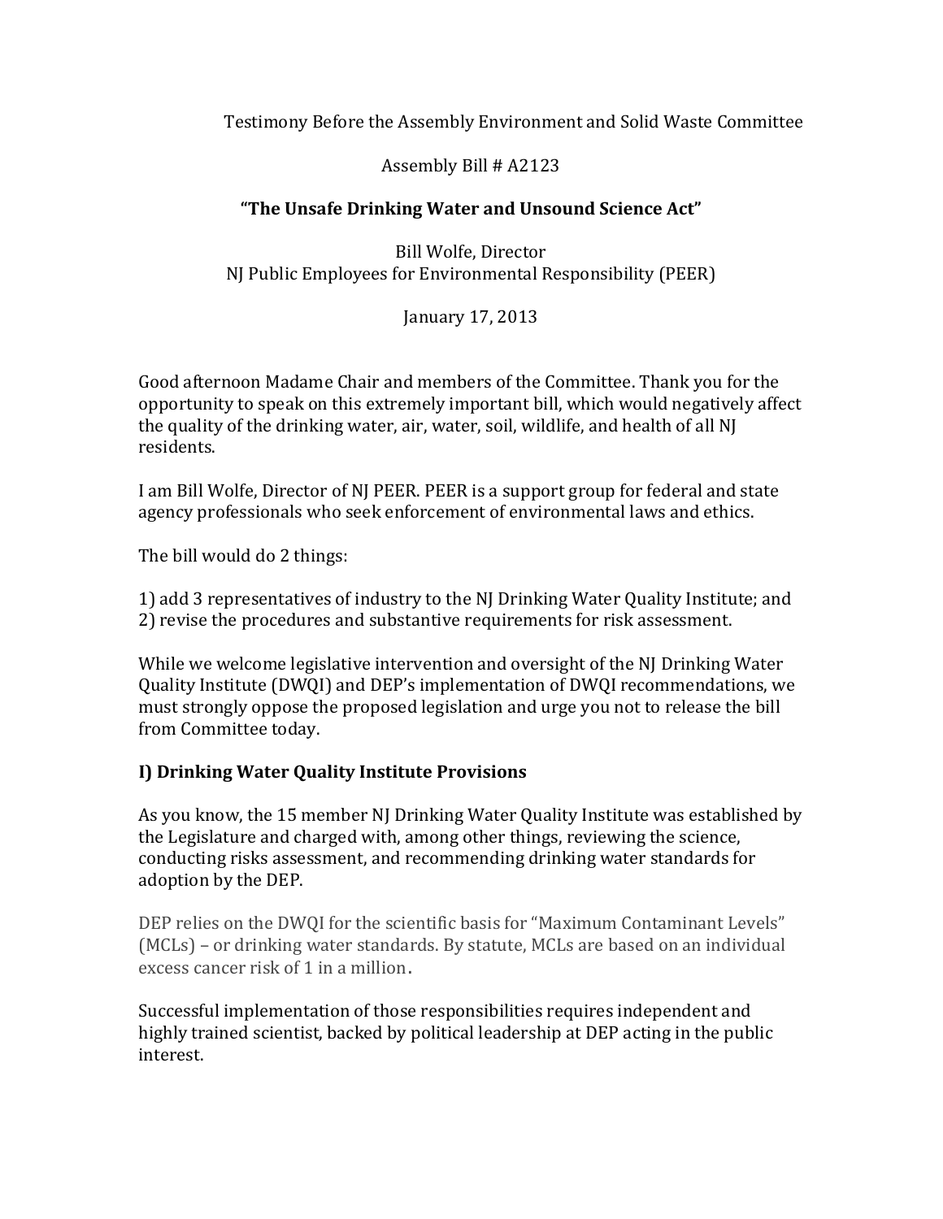Testimony Before the Assembly Environment and Solid Waste Committee

Assembly Bill # A2123

**"The Unsafe Drinking Water and Unsound Science Act"**

Bill Wolfe, Director
NJ Public Employees for Environmental Responsibility (PEER)

January 17, 2013

Good afternoon Madame Chair and members of the Committee. Thank you for the opportunity to speak on this extremely important bill, which would negatively affect the quality of the drinking water, air, water, soil, wildlife, and health of all NJ residents.

I am Bill Wolfe, Director of NJ PEER. PEER is a support group for federal and state agency professionals who seek enforcement of environmental laws and ethics.

The bill would do 2 things:

1) add 3 representatives of industry to the NJ Drinking Water Quality Institute; and
2) revise the procedures and substantive requirements for risk assessment.

While we welcome legislative intervention and oversight of the NJ Drinking Water Quality Institute (DWQI) and DEP's implementation of DWQI recommendations, we must strongly oppose the proposed legislation and urge you not to release the bill from Committee today.

## I) Drinking Water Quality Institute Provisions

As you know, the 15 member NJ Drinking Water Quality Institute was established by the Legislature and charged with, among other things, reviewing the science, conducting risks assessment, and recommending drinking water standards for adoption by the DEP.

DEP relies on the DWQI for the scientific basis for "Maximum Contaminant Levels" (MCLs) – or drinking water standards. By statute, MCLs are based on an individual excess cancer risk of 1 in a million.

Successful implementation of those responsibilities requires independent and highly trained scientist, backed by political leadership at DEP acting in the public interest.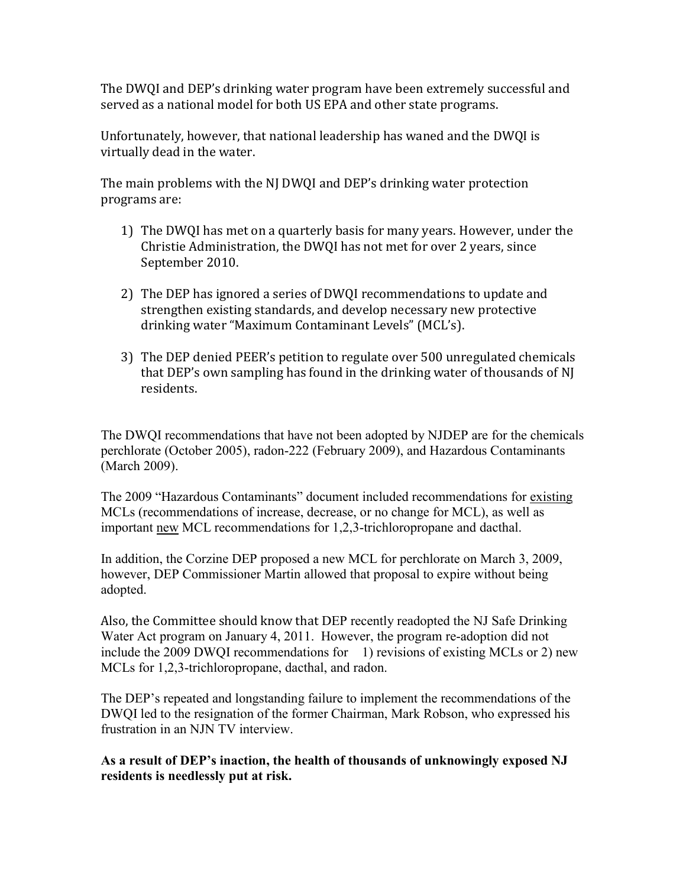The DWQI and DEP's drinking water program have been extremely successful and served as a national model for both US EPA and other state programs.

Unfortunately, however, that national leadership has waned and the DWQI is virtually dead in the water.

The main problems with the NJ DWQI and DEP's drinking water protection programs are:

1) The DWQI has met on a quarterly basis for many years. However, under the Christie Administration, the DWQI has not met for over 2 years, since September 2010.

2) The DEP has ignored a series of DWQI recommendations to update and strengthen existing standards, and develop necessary new protective drinking water "Maximum Contaminant Levels" (MCL's).

3) The DEP denied PEER's petition to regulate over 500 unregulated chemicals that DEP's own sampling has found in the drinking water of thousands of NJ residents.

The DWQI recommendations that have not been adopted by NJDEP are for the chemicals perchlorate (October 2005), radon-222 (February 2009), and Hazardous Contaminants (March 2009).

The 2009 "Hazardous Contaminants" document included recommendations for <u>existing</u> MCLs (recommendations of increase, decrease, or no change for MCL), as well as important <u>new</u> MCL recommendations for 1,2,3-trichloropropane and dacthal.

In addition, the Corzine DEP proposed a new MCL for perchlorate on March 3, 2009, however, DEP Commissioner Martin allowed that proposal to expire without being adopted.

Also, the Committee should know that DEP recently readopted the NJ Safe Drinking Water Act program on January 4, 2011. However, the program re-adoption did not include the 2009 DWQI recommendations for 1) revisions of existing MCLs or 2) new MCLs for 1,2,3-trichloropropane, dacthal, and radon.

The DEP's repeated and longstanding failure to implement the recommendations of the DWQI led to the resignation of the former Chairman, Mark Robson, who expressed his frustration in an NJN TV interview.

**As a result of DEP's inaction, the health of thousands of unknowingly exposed NJ residents is needlessly put at risk.**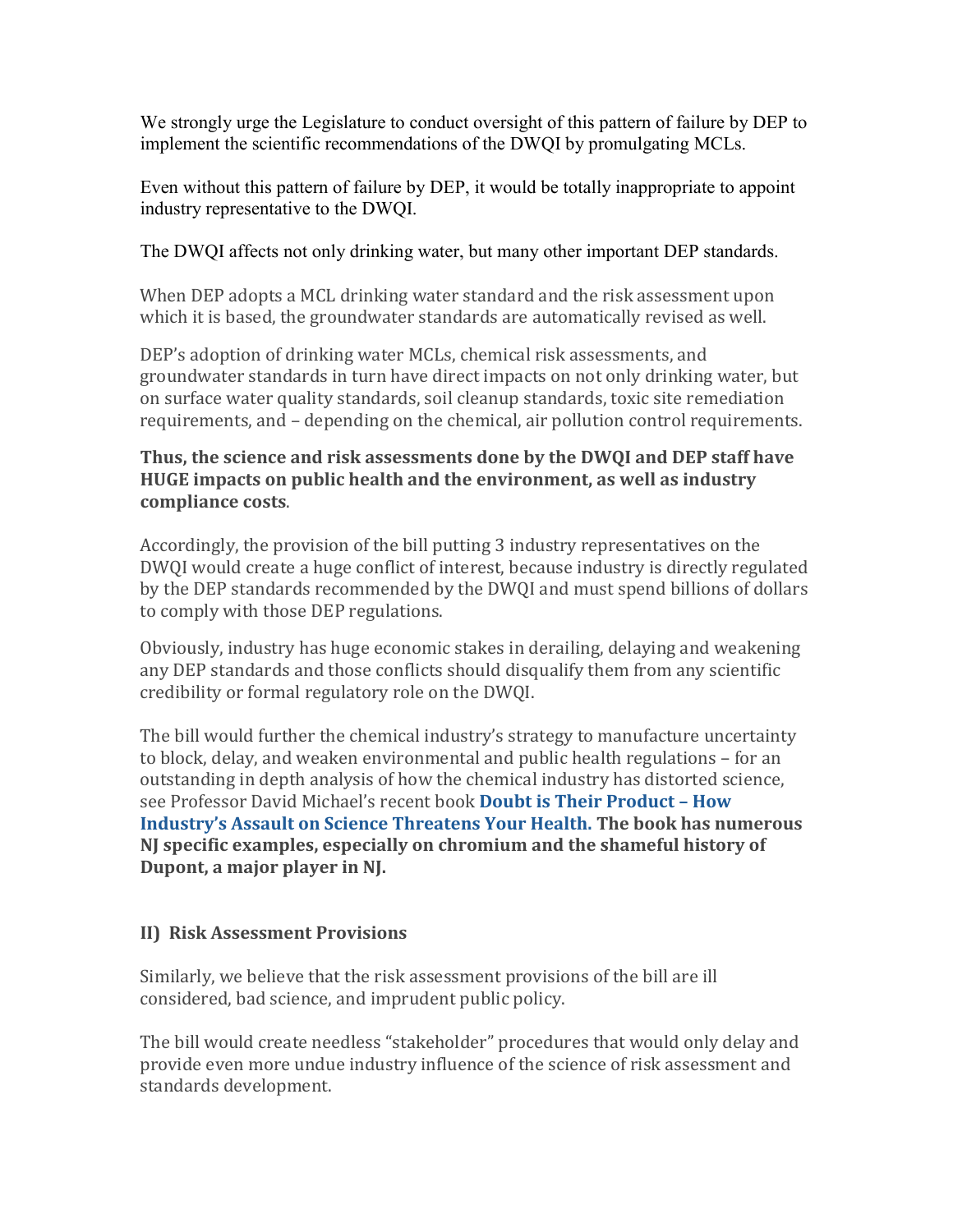We strongly urge the Legislature to conduct oversight of this pattern of failure by DEP to implement the scientific recommendations of the DWQI by promulgating MCLs.

Even without this pattern of failure by DEP, it would be totally inappropriate to appoint industry representative to the DWQI.

The DWQI affects not only drinking water, but many other important DEP standards.

When DEP adopts a MCL drinking water standard and the risk assessment upon which it is based, the groundwater standards are automatically revised as well.

DEP's adoption of drinking water MCLs, chemical risk assessments, and groundwater standards in turn have direct impacts on not only drinking water, but on surface water quality standards, soil cleanup standards, toxic site remediation requirements, and – depending on the chemical, air pollution control requirements.

**Thus, the science and risk assessments done by the DWQI and DEP staff have HUGE impacts on public health and the environment, as well as industry compliance costs**.

Accordingly, the provision of the bill putting 3 industry representatives on the DWQI would create a huge conflict of interest, because industry is directly regulated by the DEP standards recommended by the DWQI and must spend billions of dollars to comply with those DEP regulations.

Obviously, industry has huge economic stakes in derailing, delaying and weakening any DEP standards and those conflicts should disqualify them from any scientific credibility or formal regulatory role on the DWQI.

The bill would further the chemical industry's strategy to manufacture uncertainty to block, delay, and weaken environmental and public health regulations – for an outstanding in depth analysis of how the chemical industry has distorted science, see Professor David Michael's recent book **Doubt is Their Product – How Industry's Assault on Science Threatens Your Health. The book has numerous NJ specific examples, especially on chromium and the shameful history of Dupont, a major player in NJ.**

## II) Risk Assessment Provisions

Similarly, we believe that the risk assessment provisions of the bill are ill considered, bad science, and imprudent public policy.

The bill would create needless "stakeholder" procedures that would only delay and provide even more undue industry influence of the science of risk assessment and standards development.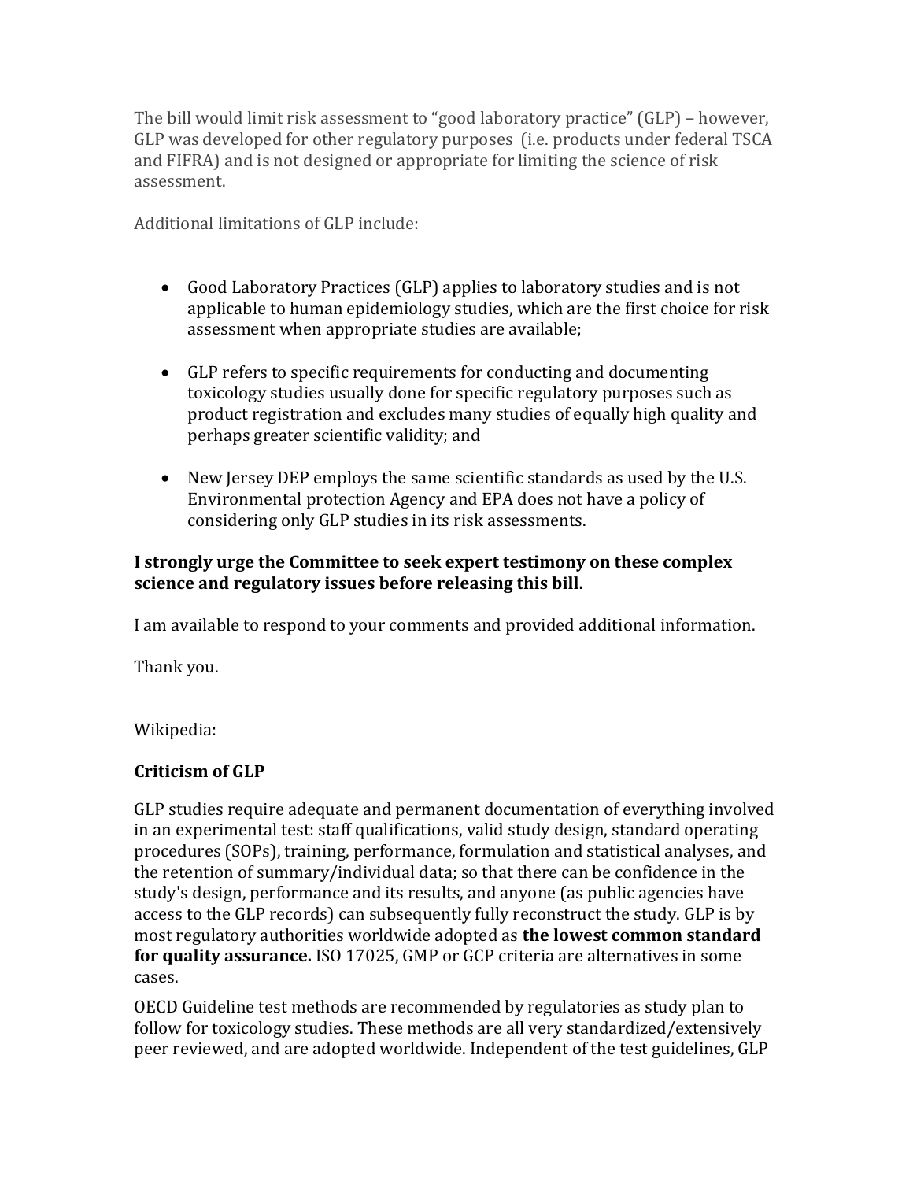The bill would limit risk assessment to "good laboratory practice" (GLP) – however, GLP was developed for other regulatory purposes (i.e. products under federal TSCA and FIFRA) and is not designed or appropriate for limiting the science of risk assessment.

Additional limitations of GLP include:

- Good Laboratory Practices (GLP) applies to laboratory studies and is not applicable to human epidemiology studies, which are the first choice for risk assessment when appropriate studies are available;

- GLP refers to specific requirements for conducting and documenting toxicology studies usually done for specific regulatory purposes such as product registration and excludes many studies of equally high quality and perhaps greater scientific validity; and

- New Jersey DEP employs the same scientific standards as used by the U.S. Environmental protection Agency and EPA does not have a policy of considering only GLP studies in its risk assessments.

**I strongly urge the Committee to seek expert testimony on these complex science and regulatory issues before releasing this bill.**

I am available to respond to your comments and provided additional information.

Thank you.

Wikipedia:

**Criticism of GLP**

GLP studies require adequate and permanent documentation of everything involved in an experimental test: staff qualifications, valid study design, standard operating procedures (SOPs), training, performance, formulation and statistical analyses, and the retention of summary/individual data; so that there can be confidence in the study's design, performance and its results, and anyone (as public agencies have access to the GLP records) can subsequently fully reconstruct the study. GLP is by most regulatory authorities worldwide adopted as **the lowest common standard for quality assurance.** ISO 17025, GMP or GCP criteria are alternatives in some cases.

OECD Guideline test methods are recommended by regulatories as study plan to follow for toxicology studies. These methods are all very standardized/extensively peer reviewed, and are adopted worldwide. Independent of the test guidelines, GLP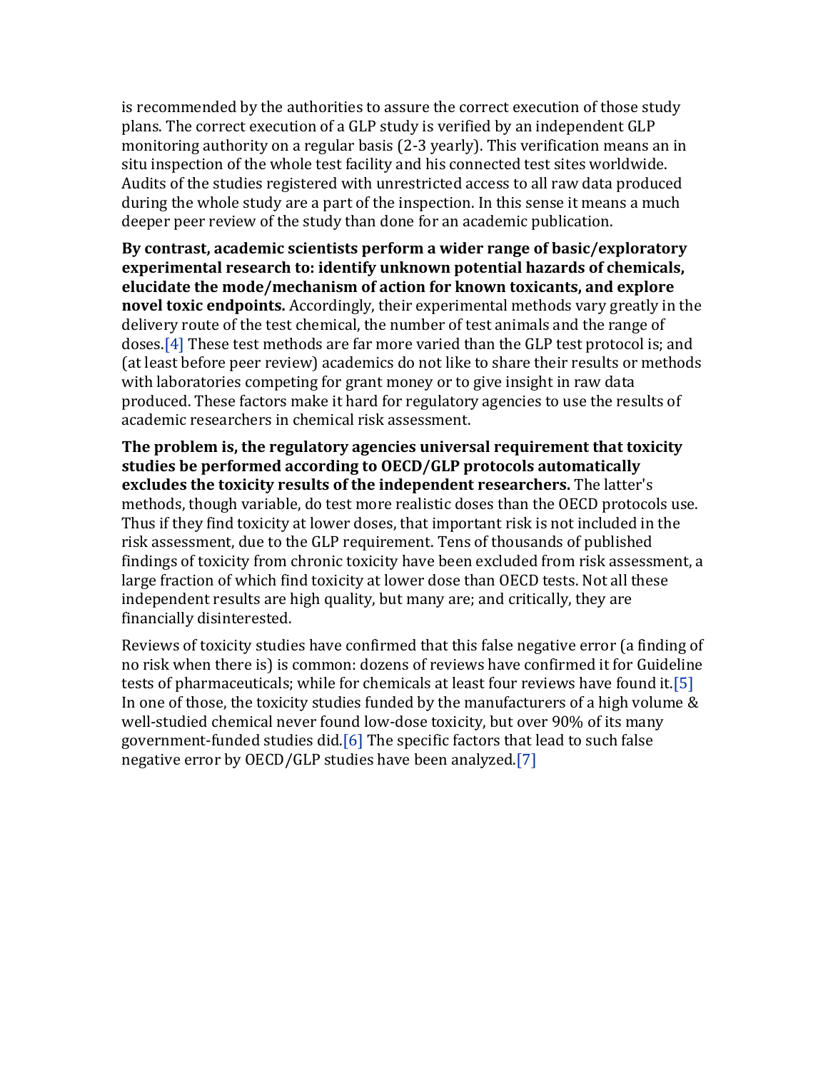is recommended by the authorities to assure the correct execution of those study plans. The correct execution of a GLP study is verified by an independent GLP monitoring authority on a regular basis (2-3 yearly). This verification means an in situ inspection of the whole test facility and his connected test sites worldwide. Audits of the studies registered with unrestricted access to all raw data produced during the whole study are a part of the inspection. In this sense it means a much deeper peer review of the study than done for an academic publication.

**By contrast, academic scientists perform a wider range of basic/exploratory experimental research to: identify unknown potential hazards of chemicals, elucidate the mode/mechanism of action for known toxicants, and explore novel toxic endpoints.** Accordingly, their experimental methods vary greatly in the delivery route of the test chemical, the number of test animals and the range of doses.[4] These test methods are far more varied than the GLP test protocol is; and (at least before peer review) academics do not like to share their results or methods with laboratories competing for grant money or to give insight in raw data produced. These factors make it hard for regulatory agencies to use the results of academic researchers in chemical risk assessment.

**The problem is, the regulatory agencies universal requirement that toxicity studies be performed according to OECD/GLP protocols automatically excludes the toxicity results of the independent researchers.** The latter's methods, though variable, do test more realistic doses than the OECD protocols use. Thus if they find toxicity at lower doses, that important risk is not included in the risk assessment, due to the GLP requirement. Tens of thousands of published findings of toxicity from chronic toxicity have been excluded from risk assessment, a large fraction of which find toxicity at lower dose than OECD tests. Not all these independent results are high quality, but many are; and critically, they are financially disinterested.

Reviews of toxicity studies have confirmed that this false negative error (a finding of no risk when there is) is common: dozens of reviews have confirmed it for Guideline tests of pharmaceuticals; while for chemicals at least four reviews have found it.[5] In one of those, the toxicity studies funded by the manufacturers of a high volume & well-studied chemical never found low-dose toxicity, but over 90% of its many government-funded studies did.[6] The specific factors that lead to such false negative error by OECD/GLP studies have been analyzed.[7]